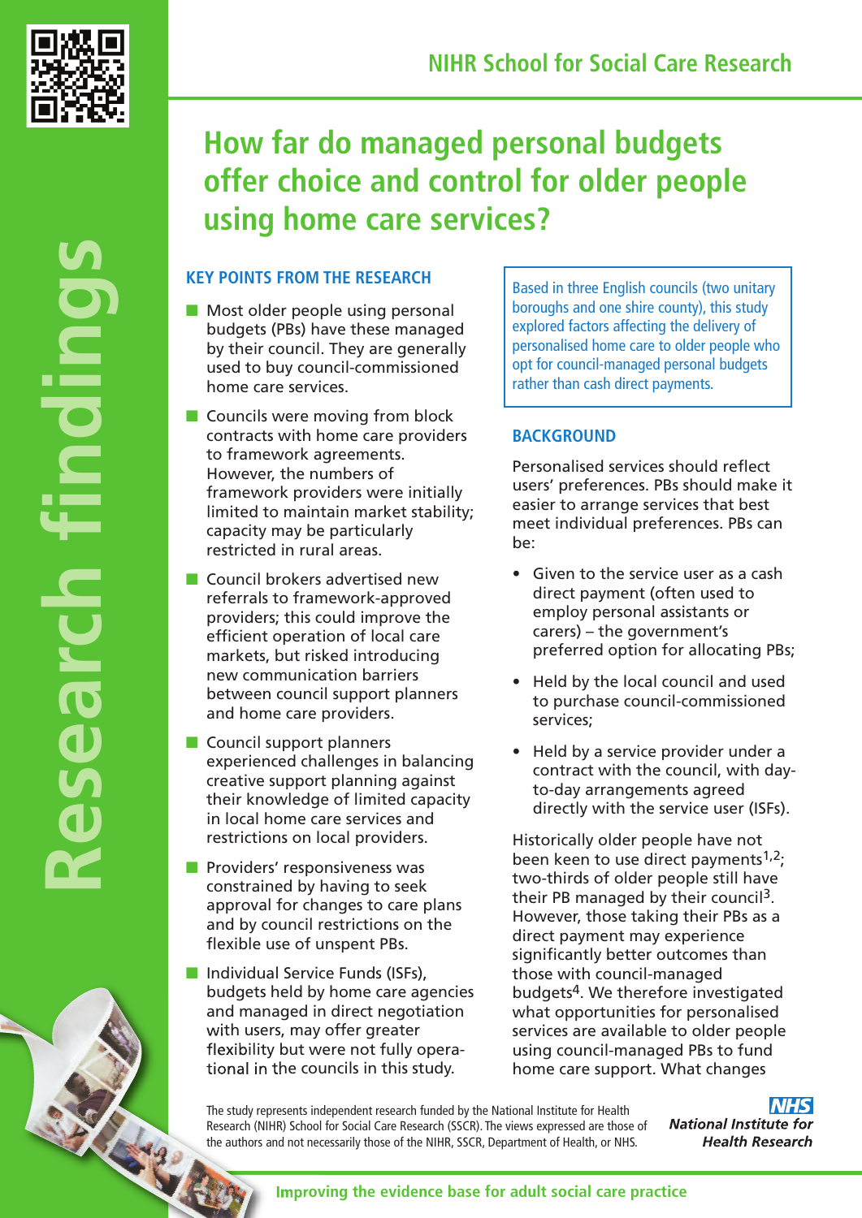NIHR School for Social Care Research

# How far do managed personal budgets offer choice and control for older people using home care services?

Research findings

## KEY POINTS FROM THE RESEARCH

- Most older people using personal budgets (PBs) have these managed by their council. They are generally used to buy council-commissioned home care services.
- Councils were moving from block contracts with home care providers to framework agreements. However, the numbers of framework providers were initially limited to maintain market stability; capacity may be particularly restricted in rural areas.
- Council brokers advertised new referrals to framework-approved providers; this could improve the efficient operation of local care markets, but risked introducing new communication barriers between council support planners and home care providers.
- Council support planners experienced challenges in balancing creative support planning against their knowledge of limited capacity in local home care services and restrictions on local providers.
- Providers' responsiveness was constrained by having to seek approval for changes to care plans and by council restrictions on the flexible use of unspent PBs.
- Individual Service Funds (ISFs), budgets held by home care agencies and managed in direct negotiation with users, may offer greater flexibility but were not fully operational in the councils in this study.

Based in three English councils (two unitary boroughs and one shire county), this study explored factors affecting the delivery of personalised home care to older people who opt for council-managed personal budgets rather than cash direct payments.

## BACKGROUND

Personalised services should reflect users' preferences. PBs should make it easier to arrange services that best meet individual preferences. PBs can be:

- Given to the service user as a cash direct payment (often used to employ personal assistants or carers) – the government's preferred option for allocating PBs;
- Held by the local council and used to purchase council-commissioned services;
- Held by a service provider under a contract with the council, with day-to-day arrangements agreed directly with the service user (ISFs).

Historically older people have not been keen to use direct payments[1,2]; two-thirds of older people still have their PB managed by their council[3]. However, those taking their PBs as a direct payment may experience significantly better outcomes than those with council-managed budgets[4]. We therefore investigated what opportunities for personalised services are available to older people using council-managed PBs to fund home care support. What changes

The study represents independent research funded by the National Institute for Health Research (NIHR) School for Social Care Research (SSCR). The views expressed are those of the authors and not necessarily those of the NIHR, SSCR, Department of Health, or NHS.

NHS National Institute for Health Research

Improving the evidence base for adult social care practice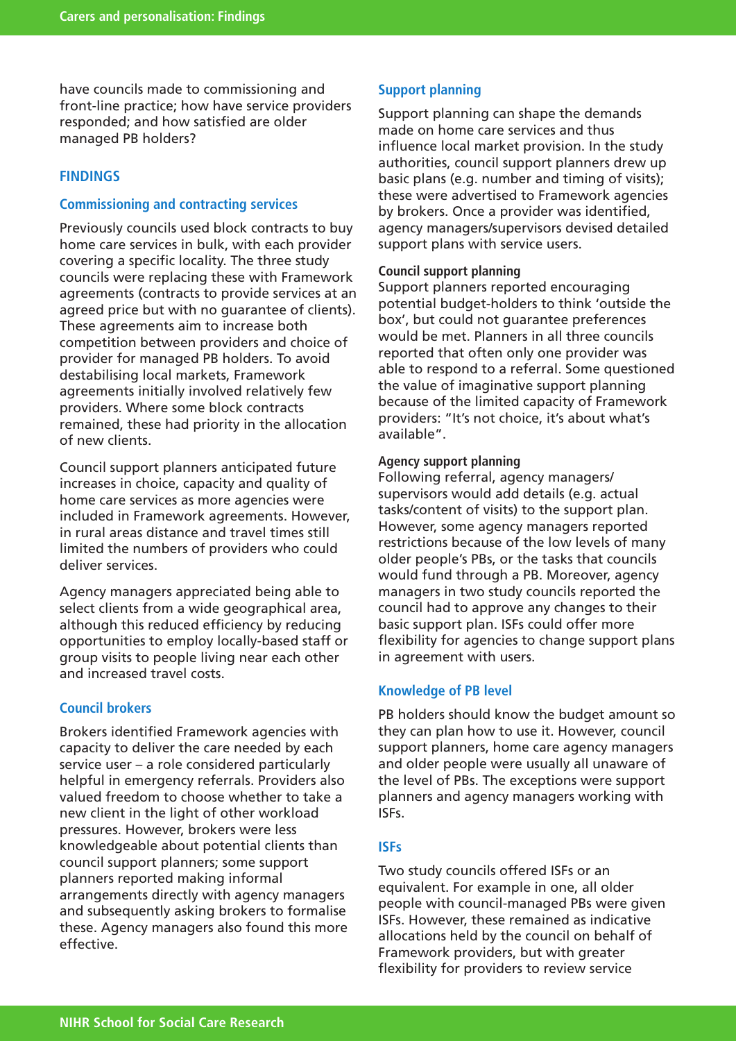have councils made to commissioning and front-line practice; how have service providers responded; and how satisfied are older managed PB holders?

## FINDINGS

### Commissioning and contracting services

Previously councils used block contracts to buy home care services in bulk, with each provider covering a specific locality. The three study councils were replacing these with Framework agreements (contracts to provide services at an agreed price but with no guarantee of clients). These agreements aim to increase both competition between providers and choice of provider for managed PB holders. To avoid destabilising local markets, Framework agreements initially involved relatively few providers. Where some block contracts remained, these had priority in the allocation of new clients.

Council support planners anticipated future increases in choice, capacity and quality of home care services as more agencies were included in Framework agreements. However, in rural areas distance and travel times still limited the numbers of providers who could deliver services.

Agency managers appreciated being able to select clients from a wide geographical area, although this reduced efficiency by reducing opportunities to employ locally-based staff or group visits to people living near each other and increased travel costs.

### Council brokers

Brokers identified Framework agencies with capacity to deliver the care needed by each service user – a role considered particularly helpful in emergency referrals. Providers also valued freedom to choose whether to take a new client in the light of other workload pressures. However, brokers were less knowledgeable about potential clients than council support planners; some support planners reported making informal arrangements directly with agency managers and subsequently asking brokers to formalise these. Agency managers also found this more effective.

### Support planning

Support planning can shape the demands made on home care services and thus influence local market provision. In the study authorities, council support planners drew up basic plans (e.g. number and timing of visits); these were advertised to Framework agencies by brokers. Once a provider was identified, agency managers/supervisors devised detailed support plans with service users.

#### Council support planning

Support planners reported encouraging potential budget-holders to think 'outside the box', but could not guarantee preferences would be met. Planners in all three councils reported that often only one provider was able to respond to a referral. Some questioned the value of imaginative support planning because of the limited capacity of Framework providers: "It's not choice, it's about what's available".

#### Agency support planning

Following referral, agency managers/supervisors would add details (e.g. actual tasks/content of visits) to the support plan. However, some agency managers reported restrictions because of the low levels of many older people's PBs, or the tasks that councils would fund through a PB. Moreover, agency managers in two study councils reported the council had to approve any changes to their basic support plan. ISFs could offer more flexibility for agencies to change support plans in agreement with users.

### Knowledge of PB level

PB holders should know the budget amount so they can plan how to use it. However, council support planners, home care agency managers and older people were usually all unaware of the level of PBs. The exceptions were support planners and agency managers working with ISFs.

### ISFs

Two study councils offered ISFs or an equivalent. For example in one, all older people with council-managed PBs were given ISFs. However, these remained as indicative allocations held by the council on behalf of Framework providers, but with greater flexibility for providers to review service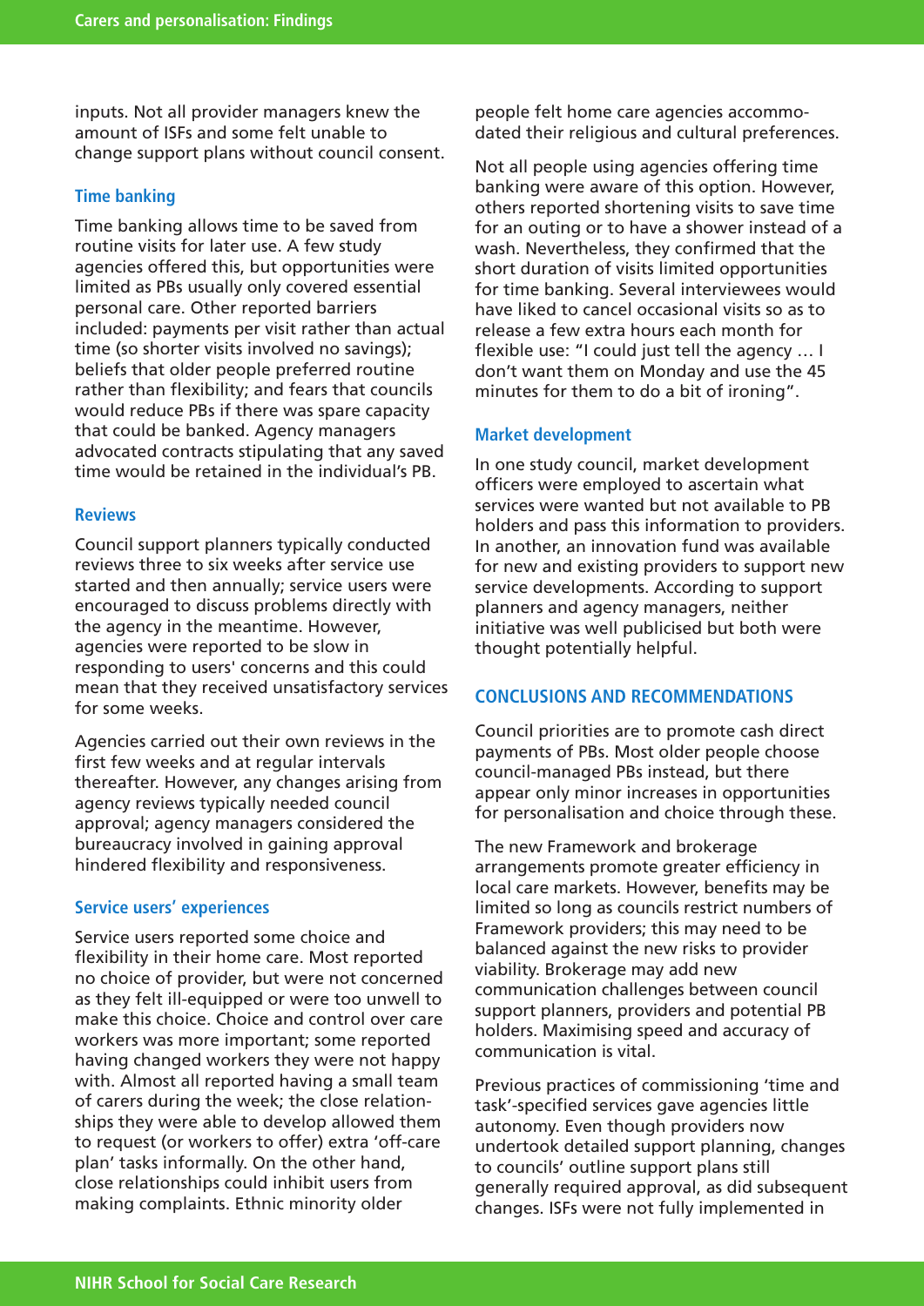inputs. Not all provider managers knew the amount of ISFs and some felt unable to change support plans without council consent.

### Time banking

Time banking allows time to be saved from routine visits for later use. A few study agencies offered this, but opportunities were limited as PBs usually only covered essential personal care. Other reported barriers included: payments per visit rather than actual time (so shorter visits involved no savings); beliefs that older people preferred routine rather than flexibility; and fears that councils would reduce PBs if there was spare capacity that could be banked. Agency managers advocated contracts stipulating that any saved time would be retained in the individual's PB.

### Reviews

Council support planners typically conducted reviews three to six weeks after service use started and then annually; service users were encouraged to discuss problems directly with the agency in the meantime. However, agencies were reported to be slow in responding to users' concerns and this could mean that they received unsatisfactory services for some weeks.

Agencies carried out their own reviews in the first few weeks and at regular intervals thereafter. However, any changes arising from agency reviews typically needed council approval; agency managers considered the bureaucracy involved in gaining approval hindered flexibility and responsiveness.

### Service users' experiences

Service users reported some choice and flexibility in their home care. Most reported no choice of provider, but were not concerned as they felt ill-equipped or were too unwell to make this choice. Choice and control over care workers was more important; some reported having changed workers they were not happy with. Almost all reported having a small team of carers during the week; the close relationships they were able to develop allowed them to request (or workers to offer) extra 'off-care plan' tasks informally. On the other hand, close relationships could inhibit users from making complaints. Ethnic minority older people felt home care agencies accommodated their religious and cultural preferences.

Not all people using agencies offering time banking were aware of this option. However, others reported shortening visits to save time for an outing or to have a shower instead of a wash. Nevertheless, they confirmed that the short duration of visits limited opportunities for time banking. Several interviewees would have liked to cancel occasional visits so as to release a few extra hours each month for flexible use: "I could just tell the agency … I don't want them on Monday and use the 45 minutes for them to do a bit of ironing".

### Market development

In one study council, market development officers were employed to ascertain what services were wanted but not available to PB holders and pass this information to providers. In another, an innovation fund was available for new and existing providers to support new service developments. According to support planners and agency managers, neither initiative was well publicised but both were thought potentially helpful.

## CONCLUSIONS AND RECOMMENDATIONS

Council priorities are to promote cash direct payments of PBs. Most older people choose council-managed PBs instead, but there appear only minor increases in opportunities for personalisation and choice through these.

The new Framework and brokerage arrangements promote greater efficiency in local care markets. However, benefits may be limited so long as councils restrict numbers of Framework providers; this may need to be balanced against the new risks to provider viability. Brokerage may add new communication challenges between council support planners, providers and potential PB holders. Maximising speed and accuracy of communication is vital.

Previous practices of commissioning 'time and task'-specified services gave agencies little autonomy. Even though providers now undertook detailed support planning, changes to councils' outline support plans still generally required approval, as did subsequent changes. ISFs were not fully implemented in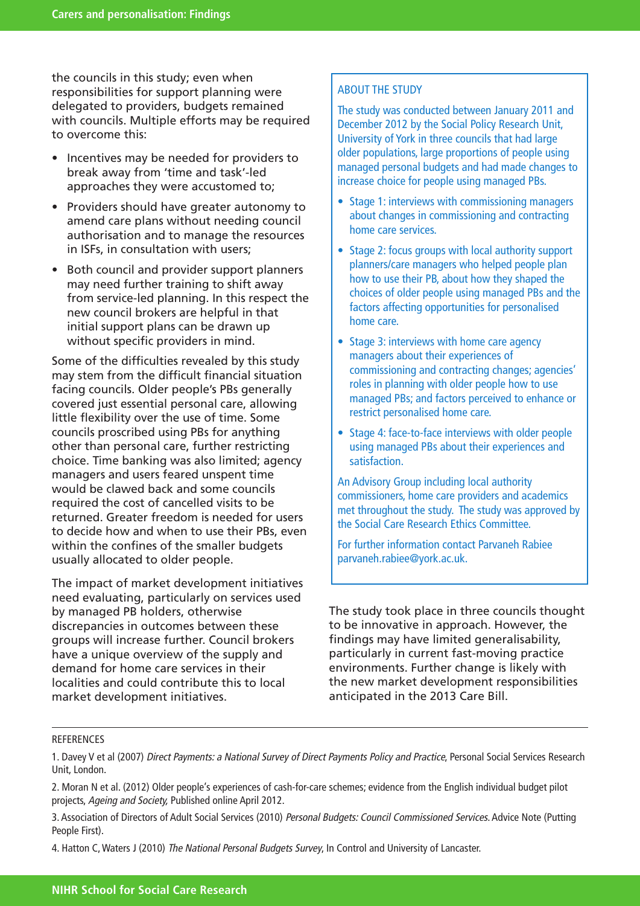the councils in this study; even when responsibilities for support planning were delegated to providers, budgets remained with councils. Multiple efforts may be required to overcome this:

- Incentives may be needed for providers to break away from 'time and task'-led approaches they were accustomed to;
- Providers should have greater autonomy to amend care plans without needing council authorisation and to manage the resources in ISFs, in consultation with users;
- Both council and provider support planners may need further training to shift away from service-led planning. In this respect the new council brokers are helpful in that initial support plans can be drawn up without specific providers in mind.

Some of the difficulties revealed by this study may stem from the difficult financial situation facing councils. Older people's PBs generally covered just essential personal care, allowing little flexibility over the use of time. Some councils proscribed using PBs for anything other than personal care, further restricting choice. Time banking was also limited; agency managers and users feared unspent time would be clawed back and some councils required the cost of cancelled visits to be returned. Greater freedom is needed for users to decide how and when to use their PBs, even within the confines of the smaller budgets usually allocated to older people.

The impact of market development initiatives need evaluating, particularly on services used by managed PB holders, otherwise discrepancies in outcomes between these groups will increase further. Council brokers have a unique overview of the supply and demand for home care services in their localities and could contribute this to local market development initiatives.

## ABOUT THE STUDY

The study was conducted between January 2011 and December 2012 by the Social Policy Research Unit, University of York in three councils that had large older populations, large proportions of people using managed personal budgets and had made changes to increase choice for people using managed PBs.

- Stage 1: interviews with commissioning managers about changes in commissioning and contracting home care services.
- Stage 2: focus groups with local authority support planners/care managers who helped people plan how to use their PB, about how they shaped the choices of older people using managed PBs and the factors affecting opportunities for personalised home care.
- Stage 3: interviews with home care agency managers about their experiences of commissioning and contracting changes; agencies' roles in planning with older people how to use managed PBs; and factors perceived to enhance or restrict personalised home care.
- Stage 4: face-to-face interviews with older people using managed PBs about their experiences and satisfaction.

An Advisory Group including local authority commissioners, home care providers and academics met throughout the study. The study was approved by the Social Care Research Ethics Committee.

For further information contact Parvaneh Rabiee parvaneh.rabiee@york.ac.uk.

The study took place in three councils thought to be innovative in approach. However, the findings may have limited generalisability, particularly in current fast-moving practice environments. Further change is likely with the new market development responsibilities anticipated in the 2013 Care Bill.

## REFERENCES

1. Davey V et al (2007) *Direct Payments: a National Survey of Direct Payments Policy and Practice*, Personal Social Services Research Unit, London.

2. Moran N et al. (2012) Older people's experiences of cash-for-care schemes; evidence from the English individual budget pilot projects, *Ageing and Society,* Published online April 2012.

3. Association of Directors of Adult Social Services (2010) *Personal Budgets: Council Commissioned Services.* Advice Note (Putting People First).

4. Hatton C, Waters J (2010) *The National Personal Budgets Survey*, In Control and University of Lancaster.